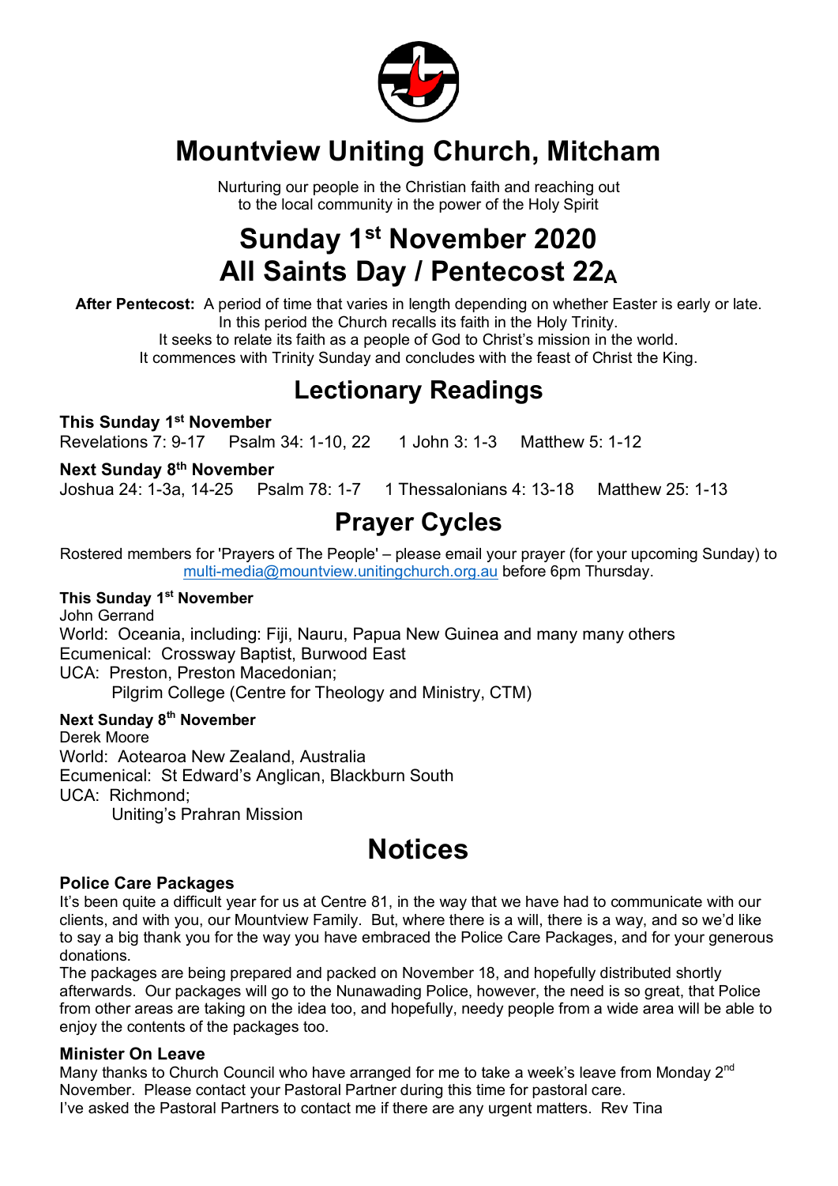# Mountview Uniting Church, Mitcham

Nurturing our people in the Christian faith and reaching out
to the local community in the power of the Holy Spirit

# Sunday 1st November 2020
# All Saints Day / Pentecost $22_A$

**After Pentecost:** A period of time that varies in length depending on whether Easter is early or late. In this period the Church recalls its faith in the Holy Trinity.
It seeks to relate its faith as a people of God to Christ's mission in the world.
It commences with Trinity Sunday and concludes with the feast of Christ the King.

## Lectionary Readings

**This Sunday 1st November**
Revelations 7: 9-17    Psalm 34: 1-10, 22    1 John 3: 1-3    Matthew 5: 1-12

**Next Sunday 8th November**
Joshua 24: 1-3a, 14-25    Psalm 78: 1-7    1 Thessalonians 4: 13-18    Matthew 25: 1-13

## Prayer Cycles

Rostered members for 'Prayers of The People' – please email your prayer (for your upcoming Sunday) to multi-media@mountview.unitingchurch.org.au before 6pm Thursday.

**This Sunday 1st November**
John Gerrand
World: Oceania, including: Fiji, Nauru, Papua New Guinea and many many others
Ecumenical: Crossway Baptist, Burwood East
UCA: Preston, Preston Macedonian;
Pilgrim College (Centre for Theology and Ministry, CTM)

**Next Sunday 8th November**
Derek Moore
World: Aotearoa New Zealand, Australia
Ecumenical: St Edward's Anglican, Blackburn South
UCA: Richmond;
Uniting's Prahran Mission

## Notices

**Police Care Packages**
It's been quite a difficult year for us at Centre 81, in the way that we have had to communicate with our clients, and with you, our Mountview Family. But, where there is a will, there is a way, and so we'd like to say a big thank you for the way you have embraced the Police Care Packages, and for your generous donations.
The packages are being prepared and packed on November 18, and hopefully distributed shortly afterwards. Our packages will go to the Nunawading Police, however, the need is so great, that Police from other areas are taking on the idea too, and hopefully, needy people from a wide area will be able to enjoy the contents of the packages too.

**Minister On Leave**
Many thanks to Church Council who have arranged for me to take a week's leave from Monday 2nd November. Please contact your Pastoral Partner during this time for pastoral care.
I've asked the Pastoral Partners to contact me if there are any urgent matters. Rev Tina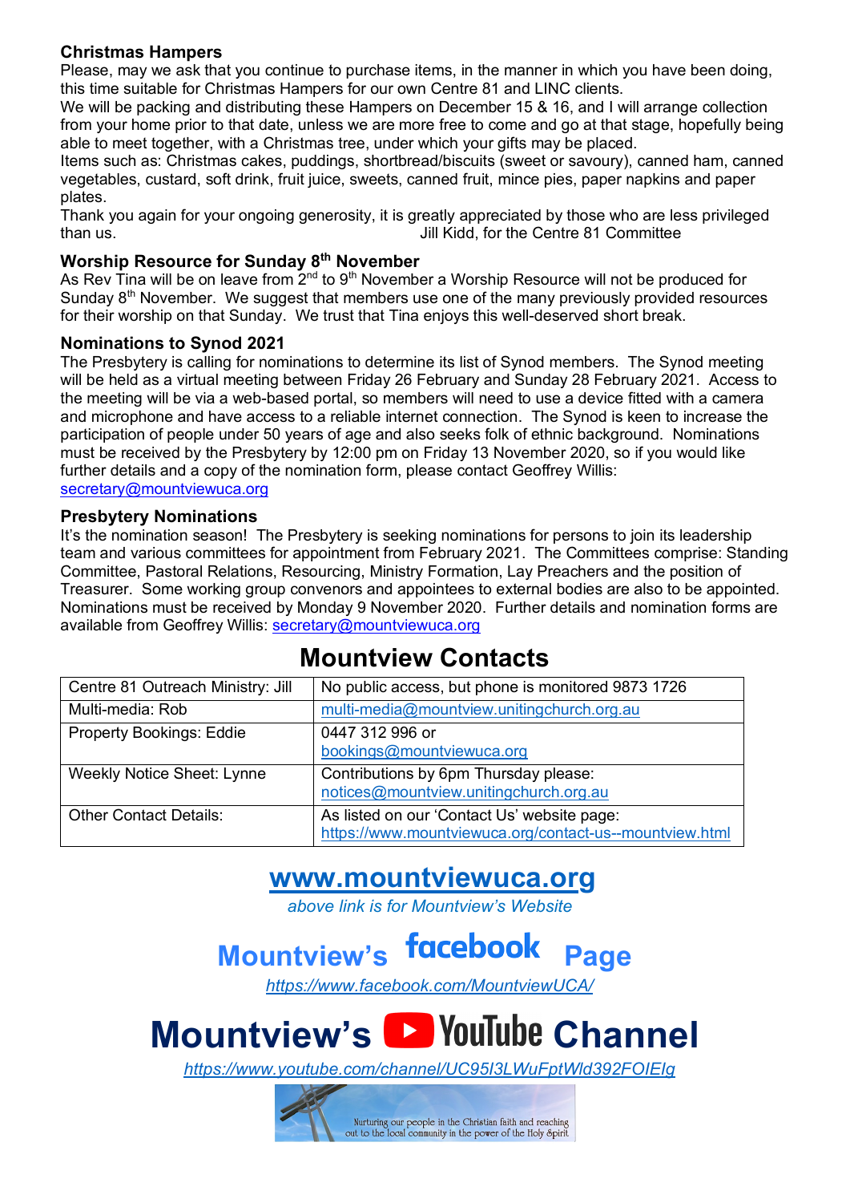### Christmas Hampers

Please, may we ask that you continue to purchase items, in the manner in which you have been doing, this time suitable for Christmas Hampers for our own Centre 81 and LINC clients.

We will be packing and distributing these Hampers on December 15 & 16, and I will arrange collection from your home prior to that date, unless we are more free to come and go at that stage, hopefully being able to meet together, with a Christmas tree, under which your gifts may be placed.

Items such as: Christmas cakes, puddings, shortbread/biscuits (sweet or savoury), canned ham, canned vegetables, custard, soft drink, fruit juice, sweets, canned fruit, mince pies, paper napkins and paper plates.

Thank you again for your ongoing generosity, it is greatly appreciated by those who are less privileged than us. Jill Kidd, for the Centre 81 Committee

### Worship Resource for Sunday 8th November

As Rev Tina will be on leave from 2nd to 9th November a Worship Resource will not be produced for Sunday 8th November. We suggest that members use one of the many previously provided resources for their worship on that Sunday. We trust that Tina enjoys this well-deserved short break.

### Nominations to Synod 2021

The Presbytery is calling for nominations to determine its list of Synod members. The Synod meeting will be held as a virtual meeting between Friday 26 February and Sunday 28 February 2021. Access to the meeting will be via a web-based portal, so members will need to use a device fitted with a camera and microphone and have access to a reliable internet connection. The Synod is keen to increase the participation of people under 50 years of age and also seeks folk of ethnic background. Nominations must be received by the Presbytery by 12:00 pm on Friday 13 November 2020, so if you would like further details and a copy of the nomination form, please contact Geoffrey Willis: secretary@mountviewuca.org

### Presbytery Nominations

It's the nomination season! The Presbytery is seeking nominations for persons to join its leadership team and various committees for appointment from February 2021. The Committees comprise: Standing Committee, Pastoral Relations, Resourcing, Ministry Formation, Lay Preachers and the position of Treasurer. Some working group convenors and appointees to external bodies are also to be appointed. Nominations must be received by Monday 9 November 2020. Further details and nomination forms are available from Geoffrey Willis: secretary@mountviewuca.org

## Mountview Contacts

| | |
|---|---|
| Centre 81 Outreach Ministry: Jill | No public access, but phone is monitored 9873 1726 |
| Multi-media: Rob | multi-media@mountview.unitingchurch.org.au |
| Property Bookings: Eddie | 0447 312 996 or bookings@mountviewuca.org |
| Weekly Notice Sheet: Lynne | Contributions by 6pm Thursday please: notices@mountview.unitingchurch.org.au |
| Other Contact Details: | As listed on our 'Contact Us' website page: https://www.mountviewuca.org/contact-us--mountview.html |

## www.mountviewuca.org

*above link is for Mountview's Website*

## Mountview's facebook Page

*https://www.facebook.com/MountviewUCA/*

## Mountview's YouTube Channel

*https://www.youtube.com/channel/UC95I3LWuFptWld392FOIEIg*

Nurturing our people in the Christian faith and reaching out to the local community in the power of the Holy Spirit